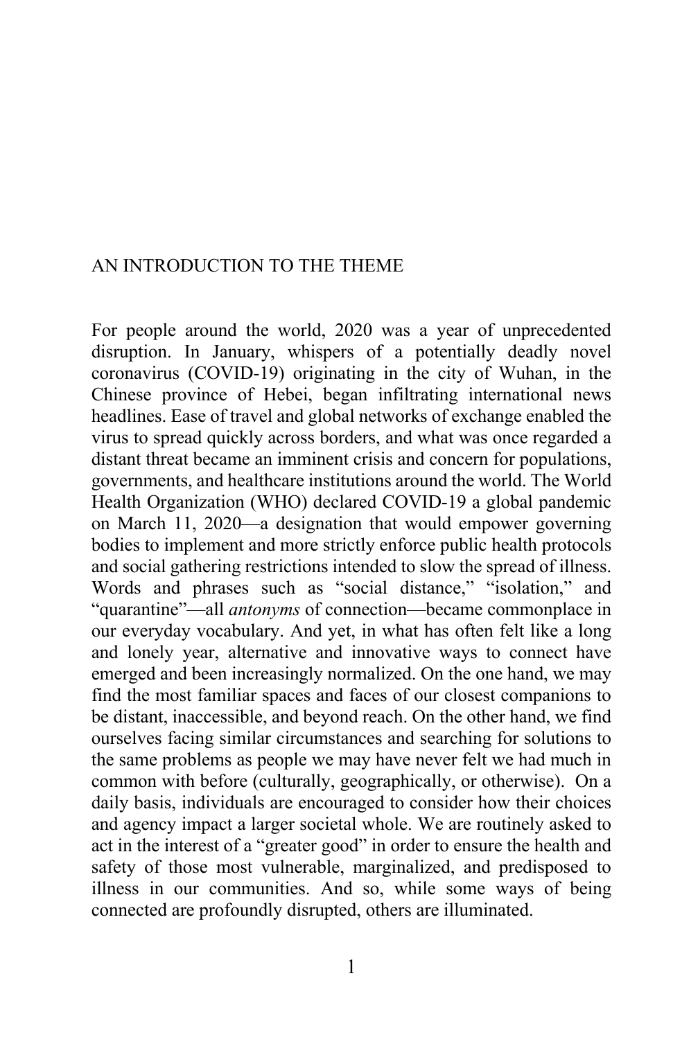# AN INTRODUCTION TO THE THEME

For people around the world, 2020 was a year of unprecedented disruption. In January, whispers of a potentially deadly novel coronavirus (COVID-19) originating in the city of Wuhan, in the Chinese province of Hebei, began infiltrating international news headlines. Ease of travel and global networks of exchange enabled the virus to spread quickly across borders, and what was once regarded a distant threat became an imminent crisis and concern for populations, governments, and healthcare institutions around the world. The World Health Organization (WHO) declared COVID-19 a global pandemic on March 11, 2020—a designation that would empower governing bodies to implement and more strictly enforce public health protocols and social gathering restrictions intended to slow the spread of illness. Words and phrases such as "social distance," "isolation," and "quarantine"—all *antonyms* of connection—became commonplace in our everyday vocabulary. And yet, in what has often felt like a long and lonely year, alternative and innovative ways to connect have emerged and been increasingly normalized. On the one hand, we may find the most familiar spaces and faces of our closest companions to be distant, inaccessible, and beyond reach. On the other hand, we find ourselves facing similar circumstances and searching for solutions to the same problems as people we may have never felt we had much in common with before (culturally, geographically, or otherwise). On a daily basis, individuals are encouraged to consider how their choices and agency impact a larger societal whole. We are routinely asked to act in the interest of a "greater good" in order to ensure the health and safety of those most vulnerable, marginalized, and predisposed to illness in our communities. And so, while some ways of being connected are profoundly disrupted, others are illuminated.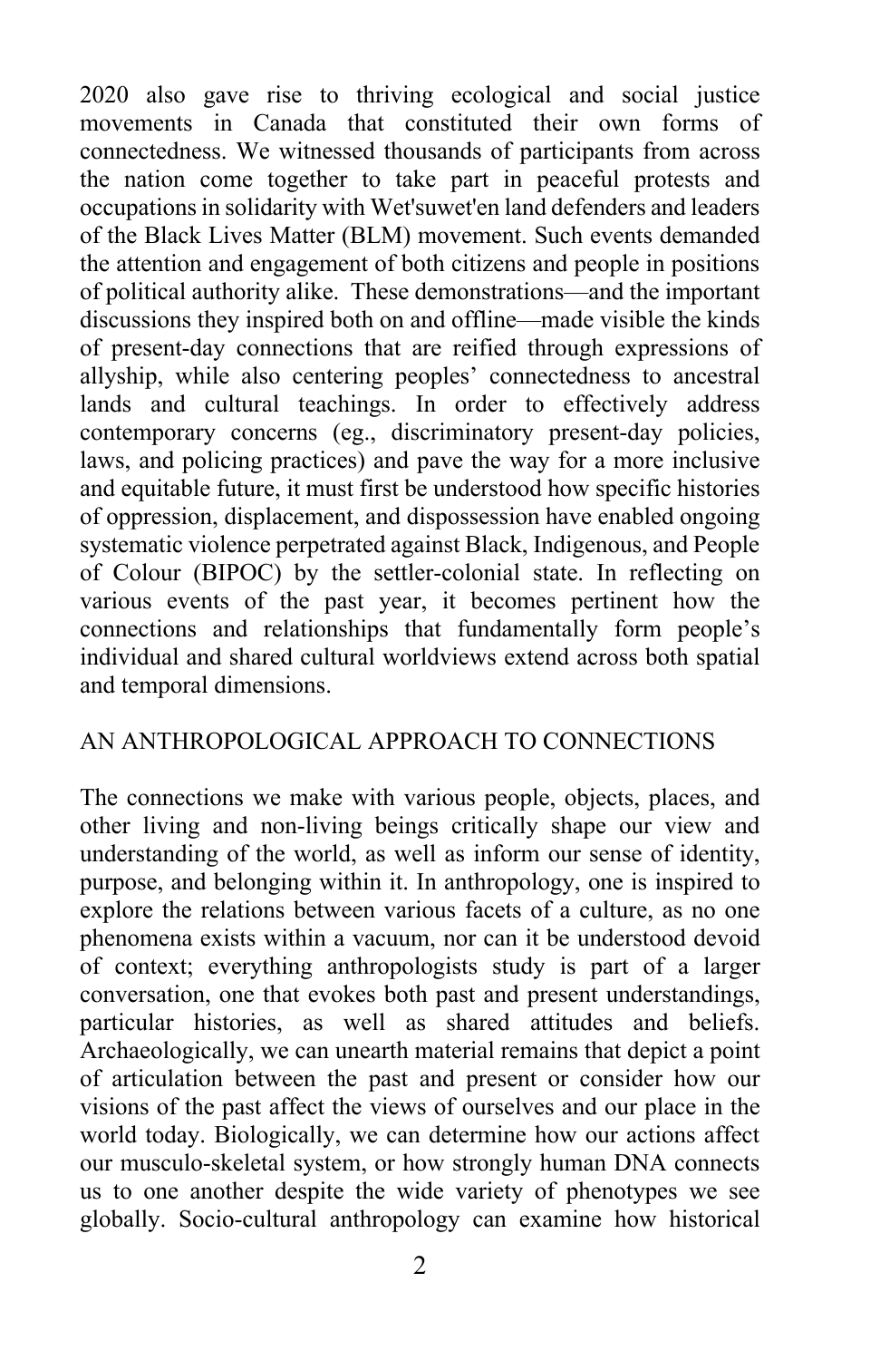2020 also gave rise to thriving ecological and social justice movements in Canada that constituted their own forms of connectedness. We witnessed thousands of participants from across the nation come together to take part in peaceful protests and occupations in solidarity with Wet'suwet'en land defenders and leaders of the Black Lives Matter (BLM) movement. Such events demanded the attention and engagement of both citizens and people in positions of political authority alike. These demonstrations—and the important discussions they inspired both on and offline—made visible the kinds of present-day connections that are reified through expressions of allyship, while also centering peoples' connectedness to ancestral lands and cultural teachings. In order to effectively address contemporary concerns (eg., discriminatory present-day policies, laws, and policing practices) and pave the way for a more inclusive and equitable future, it must first be understood how specific histories of oppression, displacement, and dispossession have enabled ongoing systematic violence perpetrated against Black, Indigenous, and People of Colour (BIPOC) by the settler-colonial state. In reflecting on various events of the past year, it becomes pertinent how the connections and relationships that fundamentally form people's individual and shared cultural worldviews extend across both spatial and temporal dimensions.

## AN ANTHROPOLOGICAL APPROACH TO CONNECTIONS

The connections we make with various people, objects, places, and other living and non-living beings critically shape our view and understanding of the world, as well as inform our sense of identity, purpose, and belonging within it. In anthropology, one is inspired to explore the relations between various facets of a culture, as no one phenomena exists within a vacuum, nor can it be understood devoid of context; everything anthropologists study is part of a larger conversation, one that evokes both past and present understandings, particular histories, as well as shared attitudes and beliefs. Archaeologically, we can unearth material remains that depict a point of articulation between the past and present or consider how our visions of the past affect the views of ourselves and our place in the world today. Biologically, we can determine how our actions affect our musculo-skeletal system, or how strongly human DNA connects us to one another despite the wide variety of phenotypes we see globally. Socio-cultural anthropology can examine how historical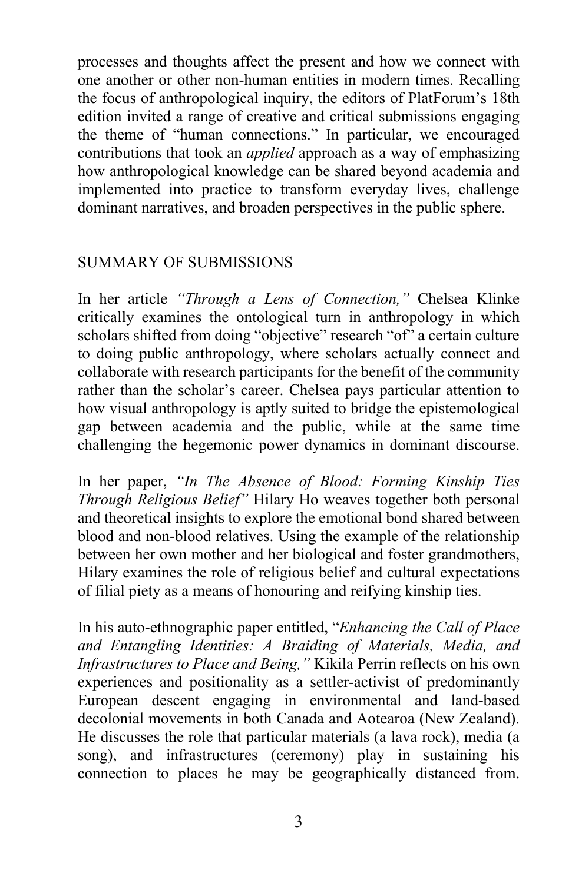processes and thoughts affect the present and how we connect with one another or other non-human entities in modern times. Recalling the focus of anthropological inquiry, the editors of PlatForum's 18th edition invited a range of creative and critical submissions engaging the theme of "human connections." In particular, we encouraged contributions that took an *applied* approach as a way of emphasizing how anthropological knowledge can be shared beyond academia and implemented into practice to transform everyday lives, challenge dominant narratives, and broaden perspectives in the public sphere.

## SUMMARY OF SUBMISSIONS

In her article *"Through a Lens of Connection,"* Chelsea Klinke critically examines the ontological turn in anthropology in which scholars shifted from doing "objective" research "of" a certain culture to doing public anthropology, where scholars actually connect and collaborate with research participants for the benefit of the community rather than the scholar's career. Chelsea pays particular attention to how visual anthropology is aptly suited to bridge the epistemological gap between academia and the public, while at the same time challenging the hegemonic power dynamics in dominant discourse.

In her paper, *"In The Absence of Blood: Forming Kinship Ties Through Religious Belief"* Hilary Ho weaves together both personal and theoretical insights to explore the emotional bond shared between blood and non-blood relatives. Using the example of the relationship between her own mother and her biological and foster grandmothers, Hilary examines the role of religious belief and cultural expectations of filial piety as a means of honouring and reifying kinship ties.

In his auto-ethnographic paper entitled, "*Enhancing the Call of Place and Entangling Identities: A Braiding of Materials, Media, and Infrastructures to Place and Being,"* Kikila Perrin reflects on his own experiences and positionality as a settler-activist of predominantly European descent engaging in environmental and land-based decolonial movements in both Canada and Aotearoa (New Zealand). He discusses the role that particular materials (a lava rock), media (a song), and infrastructures (ceremony) play in sustaining his connection to places he may be geographically distanced from.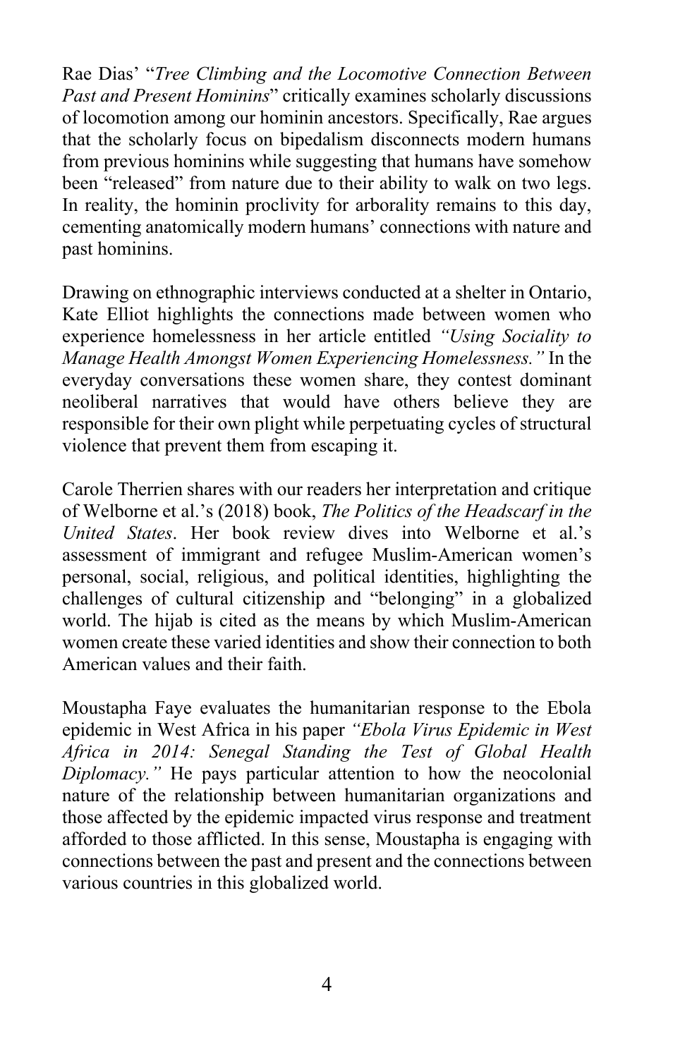Rae Dias' "*Tree Climbing and the Locomotive Connection Between Past and Present Hominins*" critically examines scholarly discussions of locomotion among our hominin ancestors. Specifically, Rae argues that the scholarly focus on bipedalism disconnects modern humans from previous hominins while suggesting that humans have somehow been "released" from nature due to their ability to walk on two legs. In reality, the hominin proclivity for arborality remains to this day, cementing anatomically modern humans' connections with nature and past hominins.

Drawing on ethnographic interviews conducted at a shelter in Ontario, Kate Elliot highlights the connections made between women who experience homelessness in her article entitled *"Using Sociality to Manage Health Amongst Women Experiencing Homelessness."* In the everyday conversations these women share, they contest dominant neoliberal narratives that would have others believe they are responsible for their own plight while perpetuating cycles of structural violence that prevent them from escaping it.

Carole Therrien shares with our readers her interpretation and critique of Welborne et al.'s (2018) book, *The Politics of the Headscarf in the United States*. Her book review dives into Welborne et al.'s assessment of immigrant and refugee Muslim-American women's personal, social, religious, and political identities, highlighting the challenges of cultural citizenship and "belonging" in a globalized world. The hijab is cited as the means by which Muslim-American women create these varied identities and show their connection to both American values and their faith.

Moustapha Faye evaluates the humanitarian response to the Ebola epidemic in West Africa in his paper *"Ebola Virus Epidemic in West Africa in 2014: Senegal Standing the Test of Global Health Diplomacy."* He pays particular attention to how the neocolonial nature of the relationship between humanitarian organizations and those affected by the epidemic impacted virus response and treatment afforded to those afflicted. In this sense, Moustapha is engaging with connections between the past and present and the connections between various countries in this globalized world.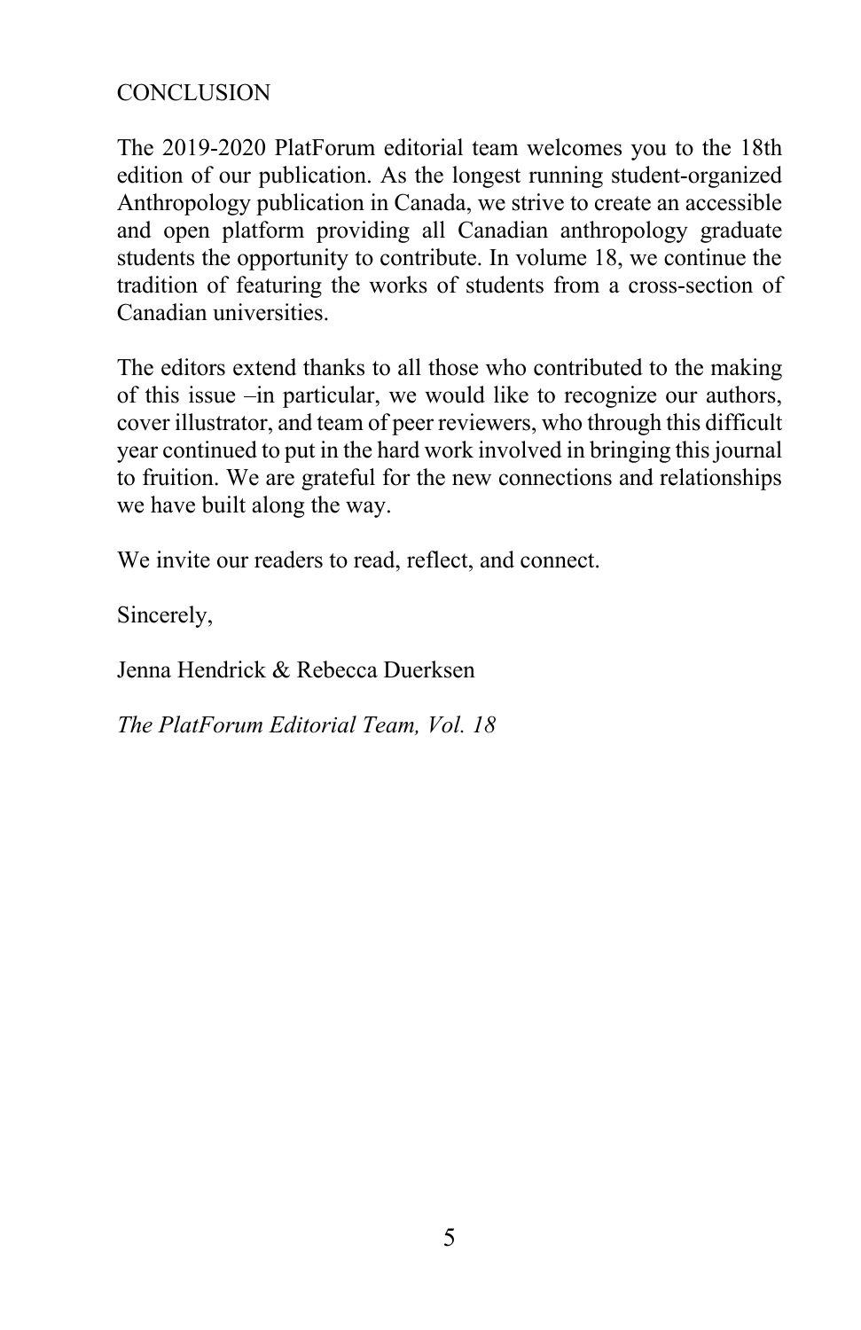## CONCLUSION

The 2019-2020 PlatForum editorial team welcomes you to the 18th edition of our publication. As the longest running student-organized Anthropology publication in Canada, we strive to create an accessible and open platform providing all Canadian anthropology graduate students the opportunity to contribute. In volume 18, we continue the tradition of featuring the works of students from a cross-section of Canadian universities.

The editors extend thanks to all those who contributed to the making of this issue –in particular, we would like to recognize our authors, cover illustrator, and team of peer reviewers, who through this difficult year continued to put in the hard work involved in bringing this journal to fruition. We are grateful for the new connections and relationships we have built along the way.

We invite our readers to read, reflect, and connect.

Sincerely,

Jenna Hendrick & Rebecca Duerksen

*The PlatForum Editorial Team, Vol. 18*